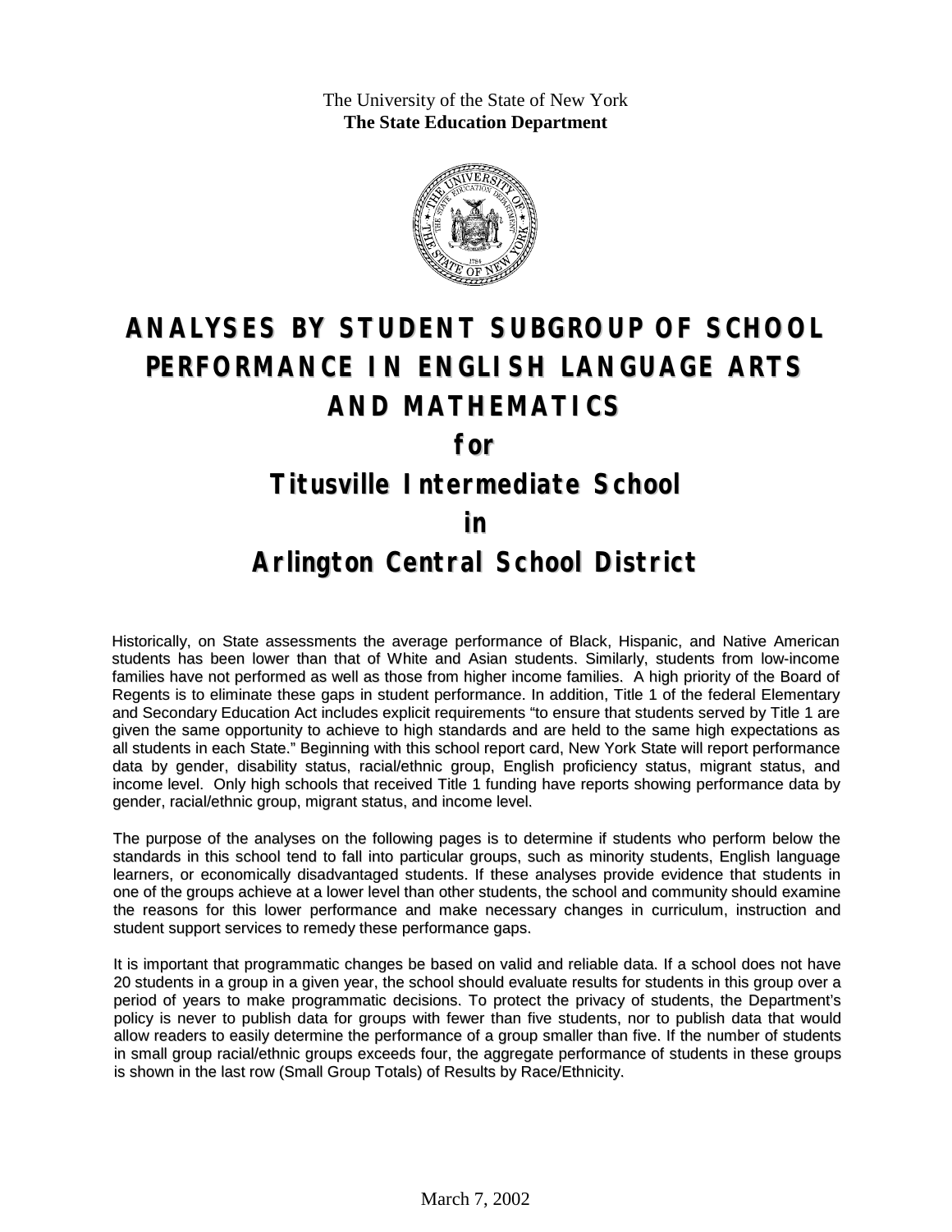The University of the State of New York
**The State Education Department**

# ANALYSES BY STUDENT SUBGROUP OF SCHOOL PERFORMANCE IN ENGLISH LANGUAGE ARTS AND MATHEMATICS

# for

# Titusville Intermediate School

# in

# Arlington Central School District

Historically, on State assessments the average performance of Black, Hispanic, and Native American students has been lower than that of White and Asian students. Similarly, students from low-income families have not performed as well as those from higher income families. A high priority of the Board of Regents is to eliminate these gaps in student performance. In addition, Title 1 of the federal Elementary and Secondary Education Act includes explicit requirements "to ensure that students served by Title 1 are given the same opportunity to achieve to high standards and are held to the same high expectations as all students in each State." Beginning with this school report card, New York State will report performance data by gender, disability status, racial/ethnic group, English proficiency status, migrant status, and income level. Only high schools that received Title 1 funding have reports showing performance data by gender, racial/ethnic group, migrant status, and income level.

The purpose of the analyses on the following pages is to determine if students who perform below the standards in this school tend to fall into particular groups, such as minority students, English language learners, or economically disadvantaged students. If these analyses provide evidence that students in one of the groups achieve at a lower level than other students, the school and community should examine the reasons for this lower performance and make necessary changes in curriculum, instruction and student support services to remedy these performance gaps.

It is important that programmatic changes be based on valid and reliable data. If a school does not have 20 students in a group in a given year, the school should evaluate results for students in this group over a period of years to make programmatic decisions. To protect the privacy of students, the Department's policy is never to publish data for groups with fewer than five students, nor to publish data that would allow readers to easily determine the performance of a group smaller than five. If the number of students in small group racial/ethnic groups exceeds four, the aggregate performance of students in these groups is shown in the last row (Small Group Totals) of Results by Race/Ethnicity.

March 7, 2002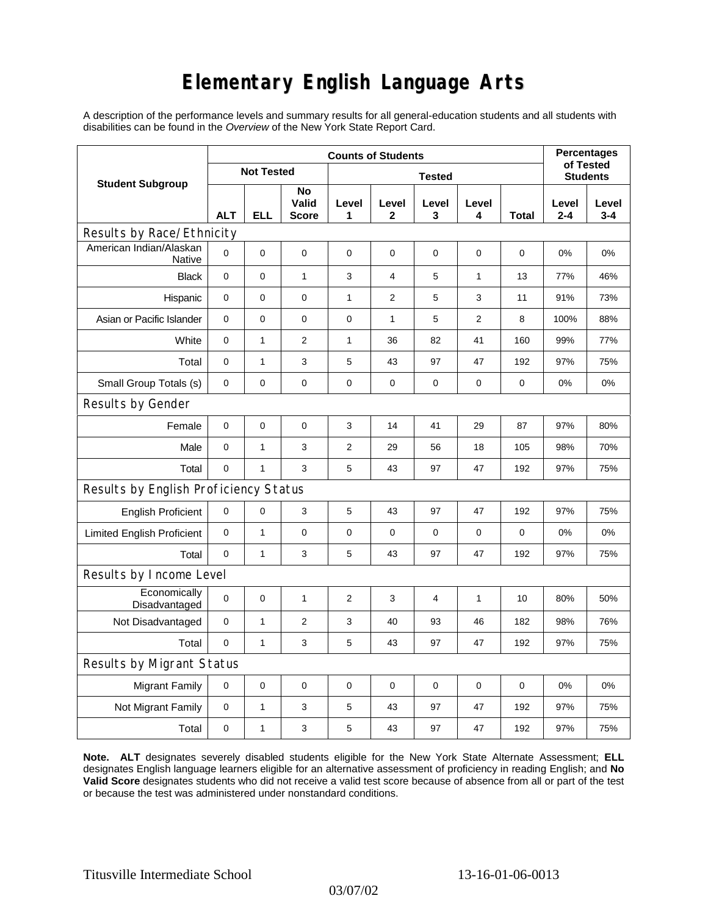# Elementary English Language Arts

A description of the performance levels and summary results for all general-education students and all students with disabilities can be found in the *Overview* of the New York State Report Card.

| Student Subgroup | Counts of Students | | | | | | | | Percentages of Tested Students | |
|---|---|---|---|---|---|---|---|---|---|---|
| | Not Tested | | | Tested | | | | | | |
| | ALT | ELL | No Valid Score | Level 1 | Level 2 | Level 3 | Level 4 | Total | Level 2-4 | Level 3-4 |
| **Results by Race/Ethnicity** | | | | | | | | | | |
| American Indian/Alaskan Native | 0 | 0 | 0 | 0 | 0 | 0 | 0 | 0 | 0% | 0% |
| Black | 0 | 0 | 1 | 3 | 4 | 5 | 1 | 13 | 77% | 46% |
| Hispanic | 0 | 0 | 0 | 1 | 2 | 5 | 3 | 11 | 91% | 73% |
| Asian or Pacific Islander | 0 | 0 | 0 | 0 | 1 | 5 | 2 | 8 | 100% | 88% |
| White | 0 | 1 | 2 | 1 | 36 | 82 | 41 | 160 | 99% | 77% |
| Total | 0 | 1 | 3 | 5 | 43 | 97 | 47 | 192 | 97% | 75% |
| Small Group Totals (s) | 0 | 0 | 0 | 0 | 0 | 0 | 0 | 0 | 0% | 0% |
| **Results by Gender** | | | | | | | | | | |
| Female | 0 | 0 | 0 | 3 | 14 | 41 | 29 | 87 | 97% | 80% |
| Male | 0 | 1 | 3 | 2 | 29 | 56 | 18 | 105 | 98% | 70% |
| Total | 0 | 1 | 3 | 5 | 43 | 97 | 47 | 192 | 97% | 75% |
| **Results by English Proficiency Status** | | | | | | | | | | |
| English Proficient | 0 | 0 | 3 | 5 | 43 | 97 | 47 | 192 | 97% | 75% |
| Limited English Proficient | 0 | 1 | 0 | 0 | 0 | 0 | 0 | 0 | 0% | 0% |
| Total | 0 | 1 | 3 | 5 | 43 | 97 | 47 | 192 | 97% | 75% |
| **Results by Income Level** | | | | | | | | | | |
| Economically Disadvantaged | 0 | 0 | 1 | 2 | 3 | 4 | 1 | 10 | 80% | 50% |
| Not Disadvantaged | 0 | 1 | 2 | 3 | 40 | 93 | 46 | 182 | 98% | 76% |
| Total | 0 | 1 | 3 | 5 | 43 | 97 | 47 | 192 | 97% | 75% |
| **Results by Migrant Status** | | | | | | | | | | |
| Migrant Family | 0 | 0 | 0 | 0 | 0 | 0 | 0 | 0 | 0% | 0% |
| Not Migrant Family | 0 | 1 | 3 | 5 | 43 | 97 | 47 | 192 | 97% | 75% |
| Total | 0 | 1 | 3 | 5 | 43 | 97 | 47 | 192 | 97% | 75% |

**Note. ALT** designates severely disabled students eligible for the New York State Alternate Assessment; **ELL** designates English language learners eligible for an alternative assessment of proficiency in reading English; and **No Valid Score** designates students who did not receive a valid test score because of absence from all or part of the test or because the test was administered under nonstandard conditions.

Titusville Intermediate School 13-16-01-06-0013

03/07/02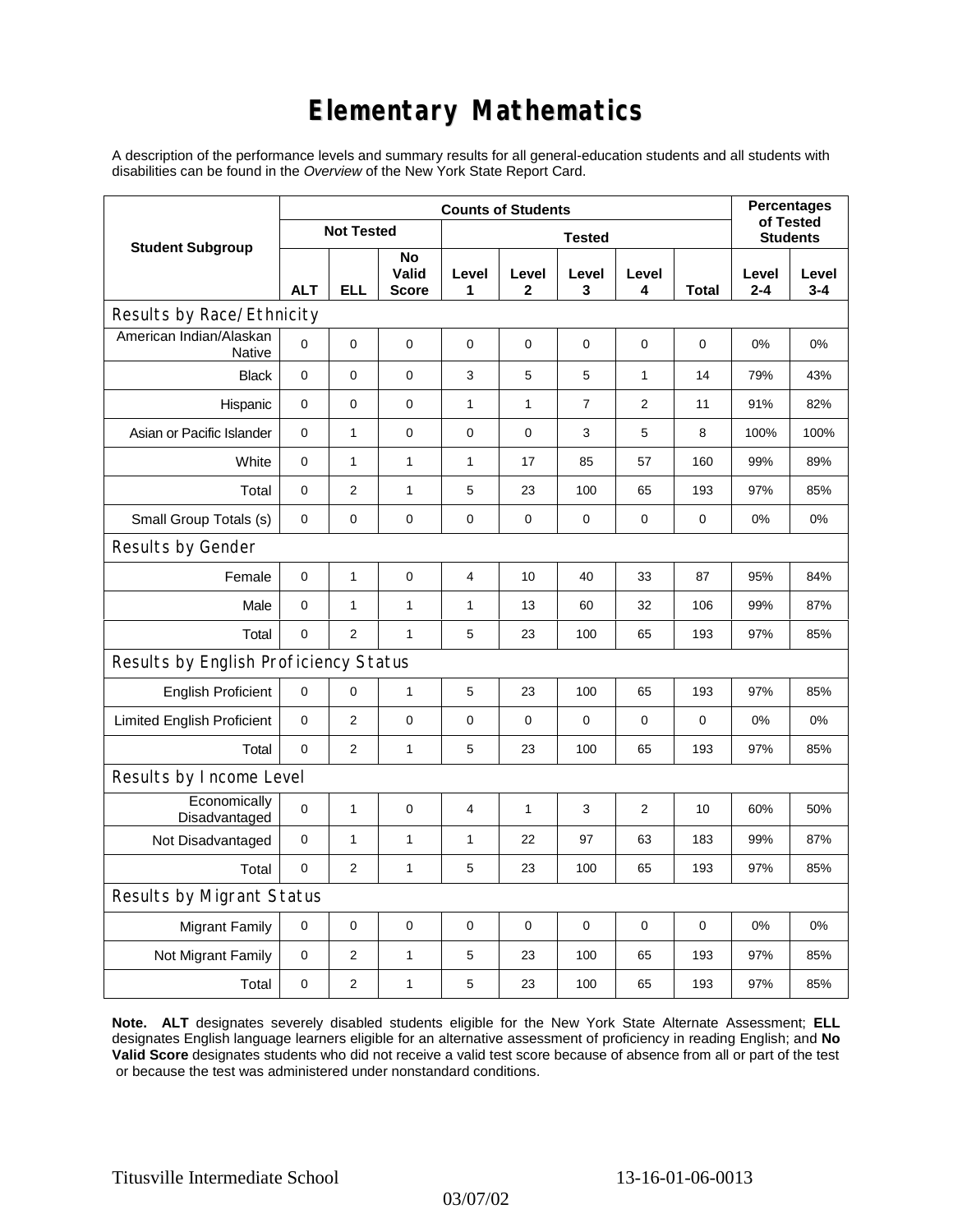# Elementary Mathematics

A description of the performance levels and summary results for all general-education students and all students with disabilities can be found in the *Overview* of the New York State Report Card.

| Student Subgroup | Counts of Students | | | | | | | | Percentages of Tested Students | |
|---|---|---|---|---|---|---|---|---|---|---|
| | Not Tested | | | Tested | | | | | | |
| | ALT | ELL | No Valid Score | Level 1 | Level 2 | Level 3 | Level 4 | Total | Level 2-4 | Level 3-4 |
| **Results by Race/Ethnicity** | | | | | | | | | | |
| American Indian/Alaskan Native | 0 | 0 | 0 | 0 | 0 | 0 | 0 | 0 | 0% | 0% |
| Black | 0 | 0 | 0 | 3 | 5 | 5 | 1 | 14 | 79% | 43% |
| Hispanic | 0 | 0 | 0 | 1 | 1 | 7 | 2 | 11 | 91% | 82% |
| Asian or Pacific Islander | 0 | 1 | 0 | 0 | 0 | 3 | 5 | 8 | 100% | 100% |
| White | 0 | 1 | 1 | 1 | 17 | 85 | 57 | 160 | 99% | 89% |
| Total | 0 | 2 | 1 | 5 | 23 | 100 | 65 | 193 | 97% | 85% |
| Small Group Totals (s) | 0 | 0 | 0 | 0 | 0 | 0 | 0 | 0 | 0% | 0% |
| **Results by Gender** | | | | | | | | | | |
| Female | 0 | 1 | 0 | 4 | 10 | 40 | 33 | 87 | 95% | 84% |
| Male | 0 | 1 | 1 | 1 | 13 | 60 | 32 | 106 | 99% | 87% |
| Total | 0 | 2 | 1 | 5 | 23 | 100 | 65 | 193 | 97% | 85% |
| **Results by English Proficiency Status** | | | | | | | | | | |
| English Proficient | 0 | 0 | 1 | 5 | 23 | 100 | 65 | 193 | 97% | 85% |
| Limited English Proficient | 0 | 2 | 0 | 0 | 0 | 0 | 0 | 0 | 0% | 0% |
| Total | 0 | 2 | 1 | 5 | 23 | 100 | 65 | 193 | 97% | 85% |
| **Results by Income Level** | | | | | | | | | | |
| Economically Disadvantaged | 0 | 1 | 0 | 4 | 1 | 3 | 2 | 10 | 60% | 50% |
| Not Disadvantaged | 0 | 1 | 1 | 1 | 22 | 97 | 63 | 183 | 99% | 87% |
| Total | 0 | 2 | 1 | 5 | 23 | 100 | 65 | 193 | 97% | 85% |
| **Results by Migrant Status** | | | | | | | | | | |
| Migrant Family | 0 | 0 | 0 | 0 | 0 | 0 | 0 | 0 | 0% | 0% |
| Not Migrant Family | 0 | 2 | 1 | 5 | 23 | 100 | 65 | 193 | 97% | 85% |
| Total | 0 | 2 | 1 | 5 | 23 | 100 | 65 | 193 | 97% | 85% |

**Note. ALT** designates severely disabled students eligible for the New York State Alternate Assessment; **ELL** designates English language learners eligible for an alternative assessment of proficiency in reading English; and **No Valid Score** designates students who did not receive a valid test score because of absence from all or part of the test or because the test was administered under nonstandard conditions.

Titusville Intermediate School 13-16-01-06-0013

03/07/02